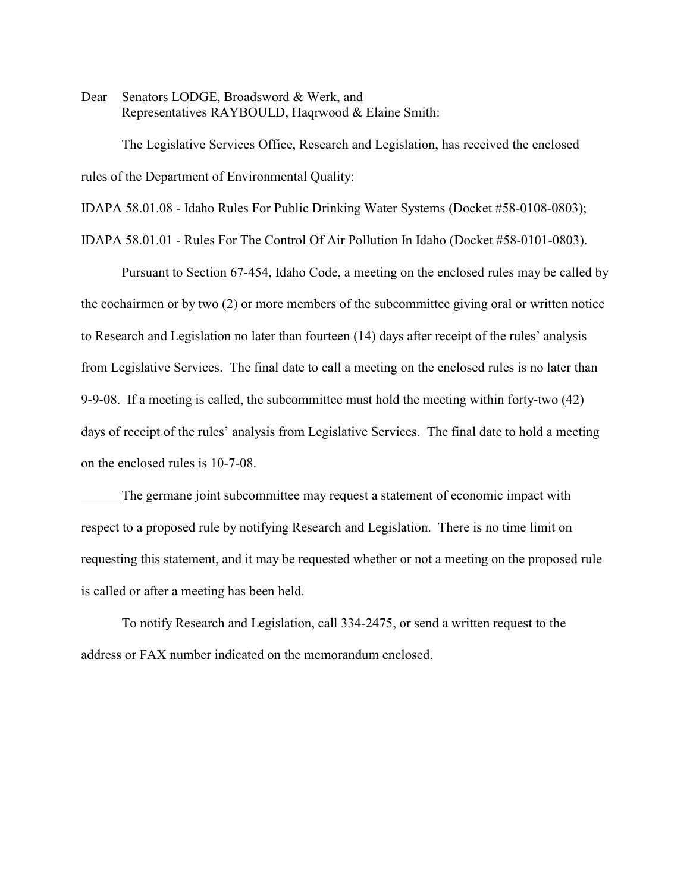Dear Senators LODGE, Broadsword & Werk, and
Representatives RAYBOULD, Haqrwood & Elaine Smith:

The Legislative Services Office, Research and Legislation, has received the enclosed rules of the Department of Environmental Quality:

IDAPA 58.01.08 - Idaho Rules For Public Drinking Water Systems (Docket #58-0108-0803);

IDAPA 58.01.01 - Rules For The Control Of Air Pollution In Idaho (Docket #58-0101-0803).

Pursuant to Section 67-454, Idaho Code, a meeting on the enclosed rules may be called by the cochairmen or by two (2) or more members of the subcommittee giving oral or written notice to Research and Legislation no later than fourteen (14) days after receipt of the rules' analysis from Legislative Services. The final date to call a meeting on the enclosed rules is no later than 9-9-08. If a meeting is called, the subcommittee must hold the meeting within forty-two (42) days of receipt of the rules' analysis from Legislative Services. The final date to hold a meeting on the enclosed rules is 10-7-08.

______The germane joint subcommittee may request a statement of economic impact with respect to a proposed rule by notifying Research and Legislation. There is no time limit on requesting this statement, and it may be requested whether or not a meeting on the proposed rule is called or after a meeting has been held.

To notify Research and Legislation, call 334-2475, or send a written request to the address or FAX number indicated on the memorandum enclosed.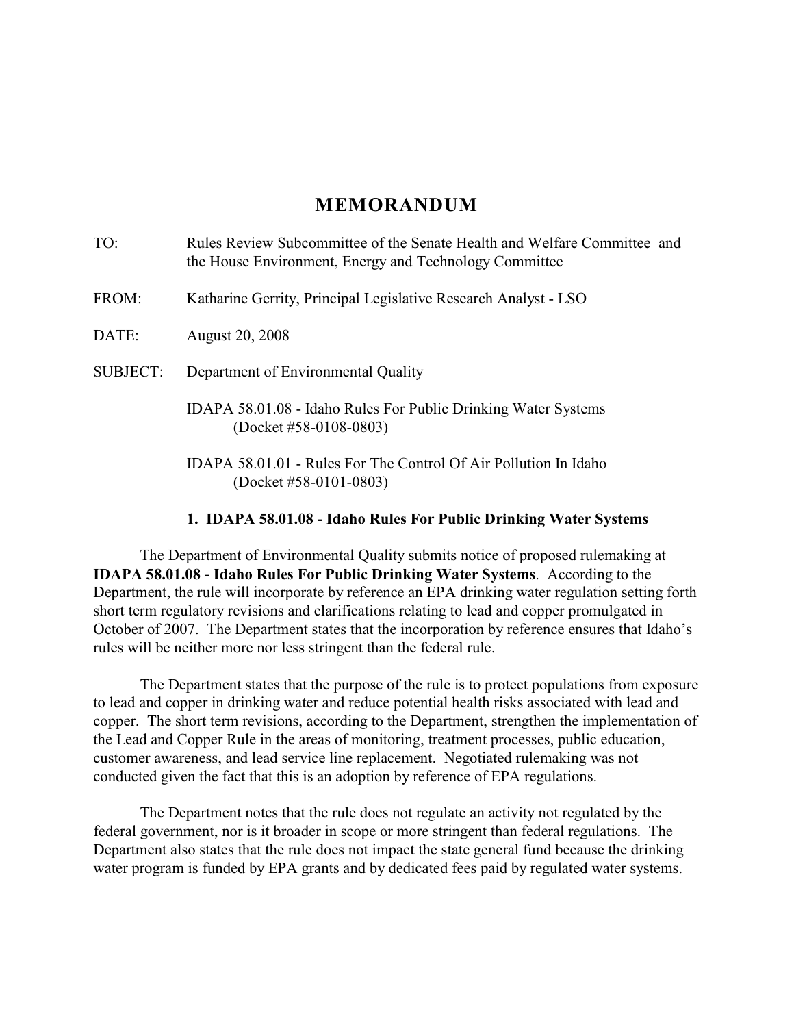# MEMORANDUM

TO: Rules Review Subcommittee of the Senate Health and Welfare Committee and the House Environment, Energy and Technology Committee

FROM: Katharine Gerrity, Principal Legislative Research Analyst - LSO

DATE: August 20, 2008

SUBJECT: Department of Environmental Quality

IDAPA 58.01.08 - Idaho Rules For Public Drinking Water Systems (Docket #58-0108-0803)

IDAPA 58.01.01 - Rules For The Control Of Air Pollution In Idaho (Docket #58-0101-0803)

## 1. IDAPA 58.01.08 - Idaho Rules For Public Drinking Water Systems

The Department of Environmental Quality submits notice of proposed rulemaking at **IDAPA 58.01.08 - Idaho Rules For Public Drinking Water Systems**. According to the Department, the rule will incorporate by reference an EPA drinking water regulation setting forth short term regulatory revisions and clarifications relating to lead and copper promulgated in October of 2007. The Department states that the incorporation by reference ensures that Idaho's rules will be neither more nor less stringent than the federal rule.

The Department states that the purpose of the rule is to protect populations from exposure to lead and copper in drinking water and reduce potential health risks associated with lead and copper. The short term revisions, according to the Department, strengthen the implementation of the Lead and Copper Rule in the areas of monitoring, treatment processes, public education, customer awareness, and lead service line replacement. Negotiated rulemaking was not conducted given the fact that this is an adoption by reference of EPA regulations.

The Department notes that the rule does not regulate an activity not regulated by the federal government, nor is it broader in scope or more stringent than federal regulations. The Department also states that the rule does not impact the state general fund because the drinking water program is funded by EPA grants and by dedicated fees paid by regulated water systems.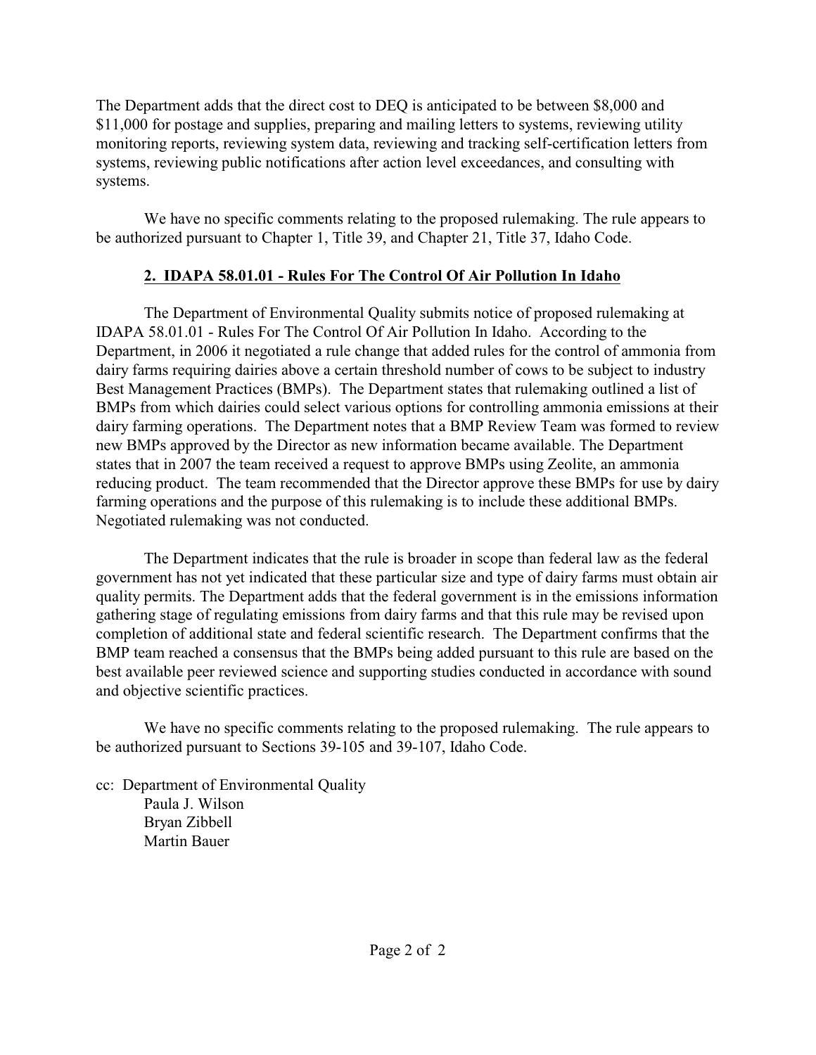The Department adds that the direct cost to DEQ is anticipated to be between $8,000 and $11,000 for postage and supplies, preparing and mailing letters to systems, reviewing utility monitoring reports, reviewing system data, reviewing and tracking self-certification letters from systems, reviewing public notifications after action level exceedances, and consulting with systems.

We have no specific comments relating to the proposed rulemaking. The rule appears to be authorized pursuant to Chapter 1, Title 39, and Chapter 21, Title 37, Idaho Code.

## 2. IDAPA 58.01.01 - Rules For The Control Of Air Pollution In Idaho

The Department of Environmental Quality submits notice of proposed rulemaking at IDAPA 58.01.01 - Rules For The Control Of Air Pollution In Idaho. According to the Department, in 2006 it negotiated a rule change that added rules for the control of ammonia from dairy farms requiring dairies above a certain threshold number of cows to be subject to industry Best Management Practices (BMPs). The Department states that rulemaking outlined a list of BMPs from which dairies could select various options for controlling ammonia emissions at their dairy farming operations. The Department notes that a BMP Review Team was formed to review new BMPs approved by the Director as new information became available. The Department states that in 2007 the team received a request to approve BMPs using Zeolite, an ammonia reducing product. The team recommended that the Director approve these BMPs for use by dairy farming operations and the purpose of this rulemaking is to include these additional BMPs. Negotiated rulemaking was not conducted.

The Department indicates that the rule is broader in scope than federal law as the federal government has not yet indicated that these particular size and type of dairy farms must obtain air quality permits. The Department adds that the federal government is in the emissions information gathering stage of regulating emissions from dairy farms and that this rule may be revised upon completion of additional state and federal scientific research. The Department confirms that the BMP team reached a consensus that the BMPs being added pursuant to this rule are based on the best available peer reviewed science and supporting studies conducted in accordance with sound and objective scientific practices.

We have no specific comments relating to the proposed rulemaking. The rule appears to be authorized pursuant to Sections 39-105 and 39-107, Idaho Code.

cc: Department of Environmental Quality
Paula J. Wilson
Bryan Zibbell
Martin Bauer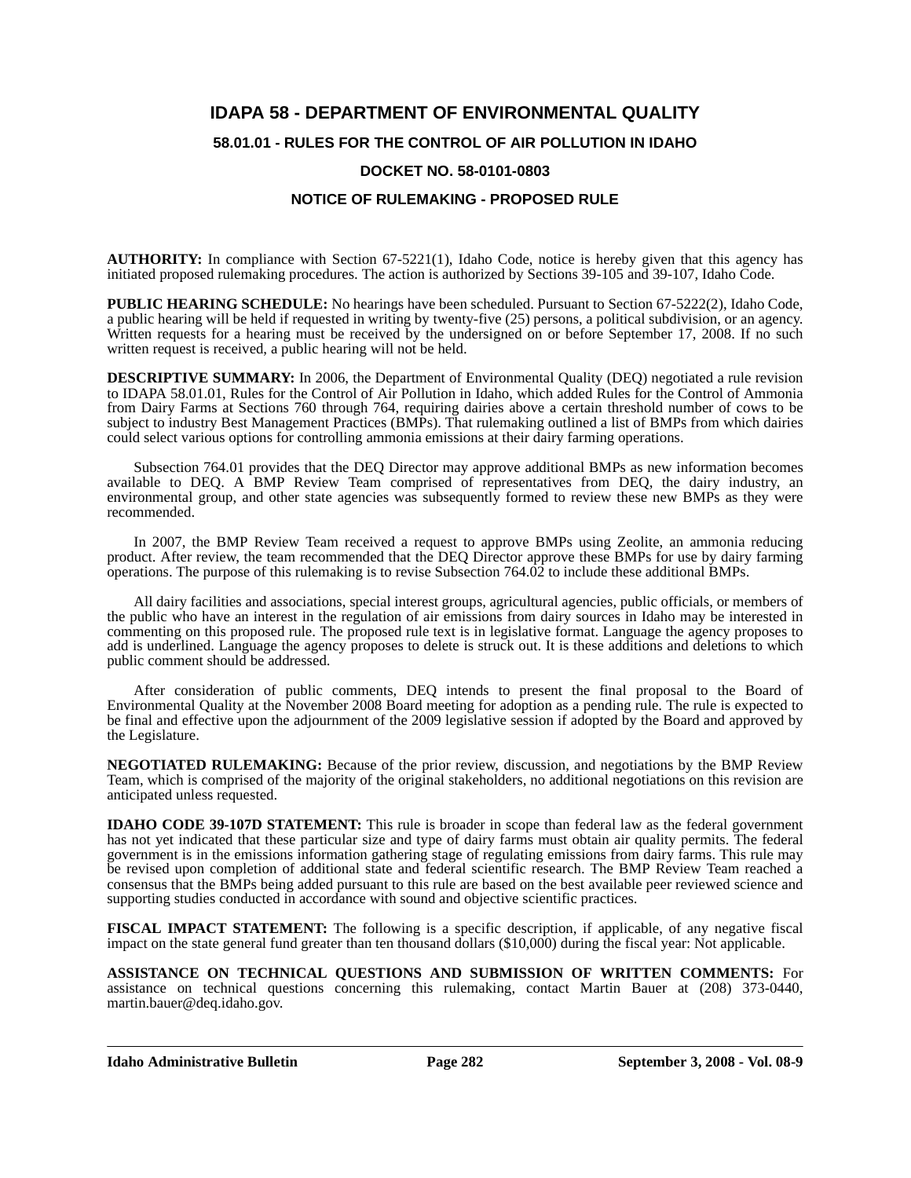# IDAPA 58 - DEPARTMENT OF ENVIRONMENTAL QUALITY

## 58.01.01 - RULES FOR THE CONTROL OF AIR POLLUTION IN IDAHO

## DOCKET NO. 58-0101-0803

## NOTICE OF RULEMAKING - PROPOSED RULE

**AUTHORITY:** In compliance with Section 67-5221(1), Idaho Code, notice is hereby given that this agency has initiated proposed rulemaking procedures. The action is authorized by Sections 39-105 and 39-107, Idaho Code.

**PUBLIC HEARING SCHEDULE:** No hearings have been scheduled. Pursuant to Section 67-5222(2), Idaho Code, a public hearing will be held if requested in writing by twenty-five (25) persons, a political subdivision, or an agency. Written requests for a hearing must be received by the undersigned on or before September 17, 2008. If no such written request is received, a public hearing will not be held.

**DESCRIPTIVE SUMMARY:** In 2006, the Department of Environmental Quality (DEQ) negotiated a rule revision to IDAPA 58.01.01, Rules for the Control of Air Pollution in Idaho, which added Rules for the Control of Ammonia from Dairy Farms at Sections 760 through 764, requiring dairies above a certain threshold number of cows to be subject to industry Best Management Practices (BMPs). That rulemaking outlined a list of BMPs from which dairies could select various options for controlling ammonia emissions at their dairy farming operations.

Subsection 764.01 provides that the DEQ Director may approve additional BMPs as new information becomes available to DEQ. A BMP Review Team comprised of representatives from DEQ, the dairy industry, an environmental group, and other state agencies was subsequently formed to review these new BMPs as they were recommended.

In 2007, the BMP Review Team received a request to approve BMPs using Zeolite, an ammonia reducing product. After review, the team recommended that the DEQ Director approve these BMPs for use by dairy farming operations. The purpose of this rulemaking is to revise Subsection 764.02 to include these additional BMPs.

All dairy facilities and associations, special interest groups, agricultural agencies, public officials, or members of the public who have an interest in the regulation of air emissions from dairy sources in Idaho may be interested in commenting on this proposed rule. The proposed rule text is in legislative format. Language the agency proposes to add is underlined. Language the agency proposes to delete is struck out. It is these additions and deletions to which public comment should be addressed.

After consideration of public comments, DEQ intends to present the final proposal to the Board of Environmental Quality at the November 2008 Board meeting for adoption as a pending rule. The rule is expected to be final and effective upon the adjournment of the 2009 legislative session if adopted by the Board and approved by the Legislature.

**NEGOTIATED RULEMAKING:** Because of the prior review, discussion, and negotiations by the BMP Review Team, which is comprised of the majority of the original stakeholders, no additional negotiations on this revision are anticipated unless requested.

**IDAHO CODE 39-107D STATEMENT:** This rule is broader in scope than federal law as the federal government has not yet indicated that these particular size and type of dairy farms must obtain air quality permits. The federal government is in the emissions information gathering stage of regulating emissions from dairy farms. This rule may be revised upon completion of additional state and federal scientific research. The BMP Review Team reached a consensus that the BMPs being added pursuant to this rule are based on the best available peer reviewed science and supporting studies conducted in accordance with sound and objective scientific practices.

**FISCAL IMPACT STATEMENT:** The following is a specific description, if applicable, of any negative fiscal impact on the state general fund greater than ten thousand dollars ($10,000) during the fiscal year: Not applicable.

**ASSISTANCE ON TECHNICAL QUESTIONS AND SUBMISSION OF WRITTEN COMMENTS:** For assistance on technical questions concerning this rulemaking, contact Martin Bauer at (208) 373-0440, martin.bauer@deq.idaho.gov.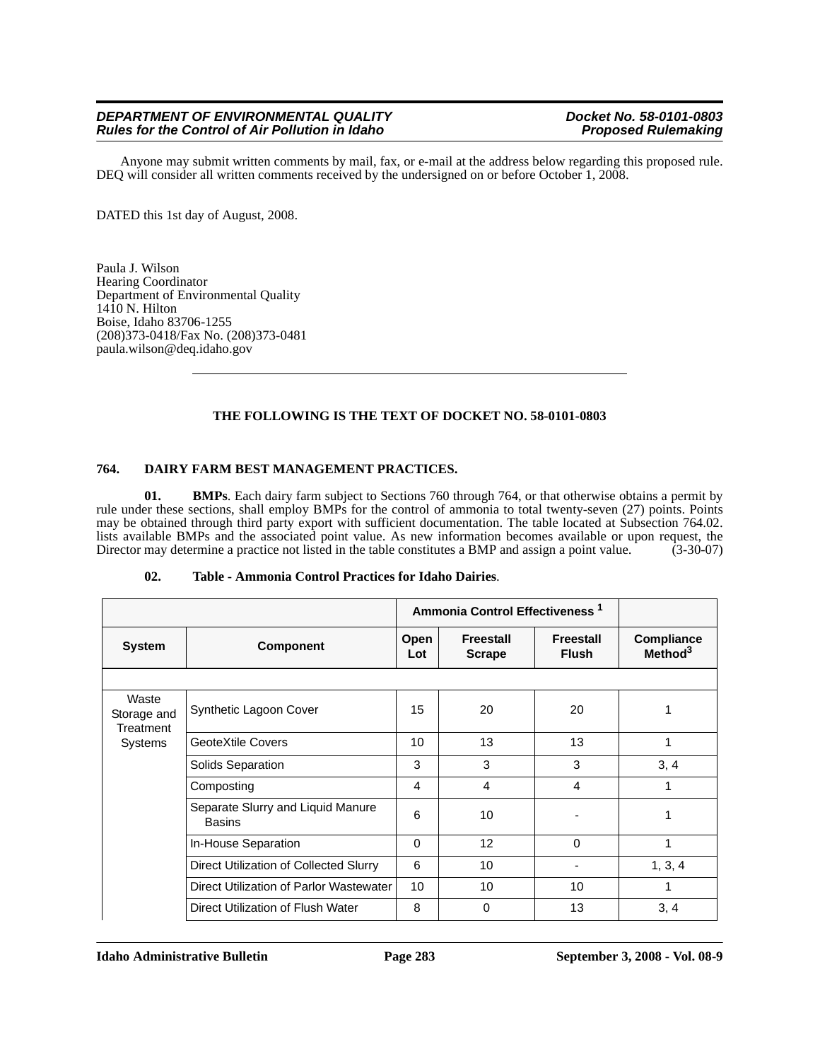Anyone may submit written comments by mail, fax, or e-mail at the address below regarding this proposed rule. DEQ will consider all written comments received by the undersigned on or before October 1, 2008.

DATED this 1st day of August, 2008.

Paula J. Wilson
Hearing Coordinator
Department of Environmental Quality
1410 N. Hilton
Boise, Idaho 83706-1255
(208)373-0418/Fax No. (208)373-0481
paula.wilson@deq.idaho.gov

---

**THE FOLLOWING IS THE TEXT OF DOCKET NO. 58-0101-0803**

**764. DAIRY FARM BEST MANAGEMENT PRACTICES.**

**01. BMPs**. Each dairy farm subject to Sections 760 through 764, or that otherwise obtains a permit by rule under these sections, shall employ BMPs for the control of ammonia to total twenty-seven (27) points. Points may be obtained through third party export with sufficient documentation. The table located at Subsection 764.02. lists available BMPs and the associated point value. As new information becomes available or upon request, the Director may determine a practice not listed in the table constitutes a BMP and assign a point value. (3-30-07)

**02. Table - Ammonia Control Practices for Idaho Dairies**.

| | | Ammonia Control Effectiveness [1] | | | |
|---|---|---|---|---|---|
| **System** | **Component** | **Open Lot** | **Freestall Scrape** | **Freestall Flush** | **Compliance Method[3]** |
| | | | | | |
| Waste Storage and Treatment Systems | Synthetic Lagoon Cover | 15 | 20 | 20 | 1 |
| | GeoteXtile Covers | 10 | 13 | 13 | 1 |
| | Solids Separation | 3 | 3 | 3 | 3, 4 |
| | Composting | 4 | 4 | 4 | 1 |
| | Separate Slurry and Liquid Manure Basins | 6 | 10 | - | 1 |
| | In-House Separation | 0 | 12 | 0 | 1 |
| | Direct Utilization of Collected Slurry | 6 | 10 | - | 1, 3, 4 |
| | Direct Utilization of Parlor Wastewater | 10 | 10 | 10 | 1 |
| | Direct Utilization of Flush Water | 8 | 0 | 13 | 3, 4 |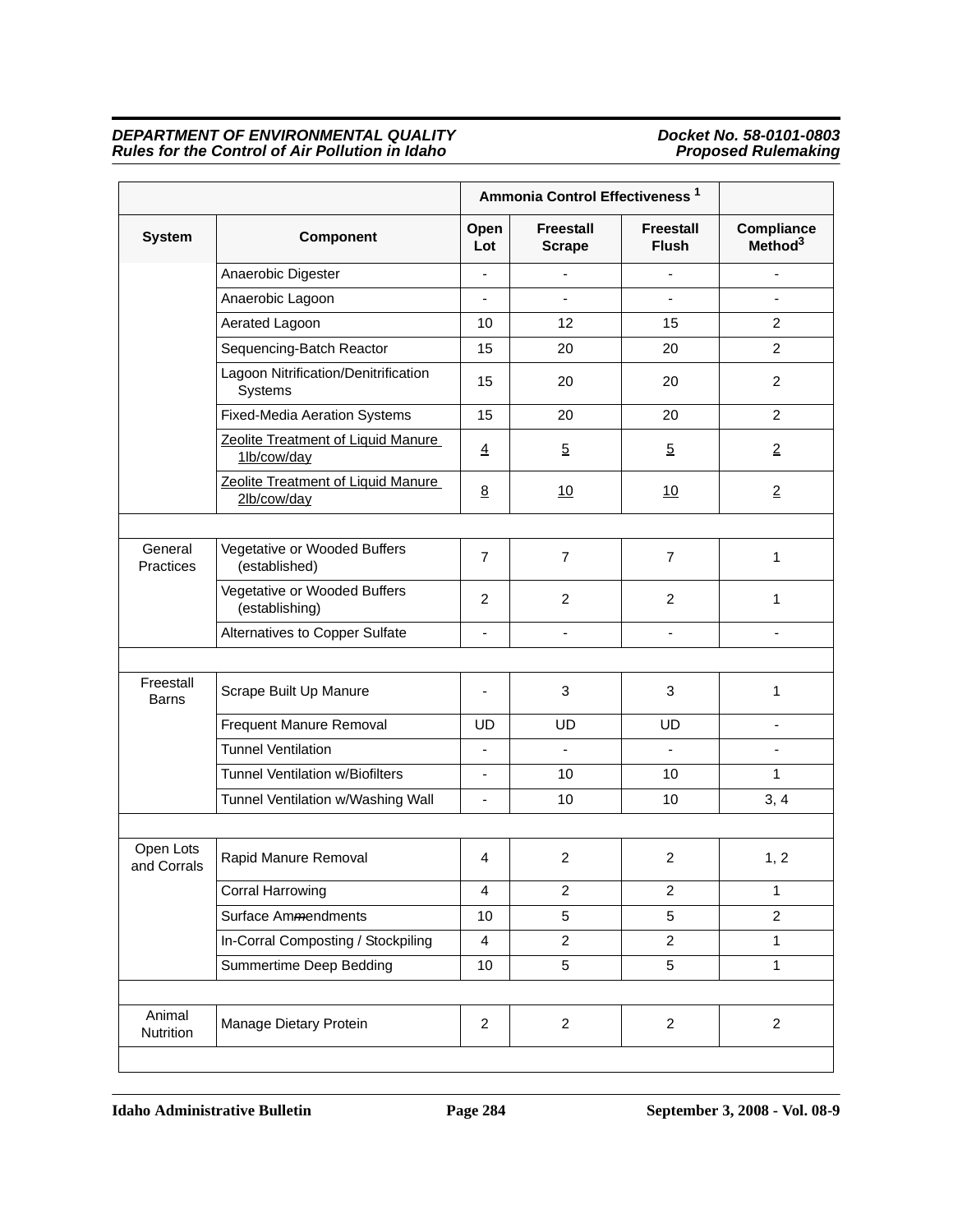| | | Ammonia Control Effectiveness [1] | | | |
|---|---|---|---|---|---|
| **System** | **Component** | **Open Lot** | **Freestall Scrape** | **Freestall Flush** | **Compliance Method[3]** |
| | Anaerobic Digester | - | - | - | - |
| | Anaerobic Lagoon | - | - | - | - |
| | Aerated Lagoon | 10 | 12 | 15 | 2 |
| | Sequencing-Batch Reactor | 15 | 20 | 20 | 2 |
| | Lagoon Nitrification/Denitrification Systems | 15 | 20 | 20 | 2 |
| | Fixed-Media Aeration Systems | 15 | 20 | 20 | 2 |
| | Zeolite Treatment of Liquid Manure 1lb/cow/day | 4 | 5 | 5 | 2 |
| | Zeolite Treatment of Liquid Manure 2lb/cow/day | 8 | 10 | 10 | 2 |
| | | | | | |
| General Practices | Vegetative or Wooded Buffers (established) | 7 | 7 | 7 | 1 |
| | Vegetative or Wooded Buffers (establishing) | 2 | 2 | 2 | 1 |
| | Alternatives to Copper Sulfate | - | - | - | - |
| | | | | | |
| Freestall Barns | Scrape Built Up Manure | - | 3 | 3 | 1 |
| | Frequent Manure Removal | UD | UD | UD | - |
| | Tunnel Ventilation | - | - | - | - |
| | Tunnel Ventilation w/Biofilters | - | 10 | 10 | 1 |
| | Tunnel Ventilation w/Washing Wall | - | 10 | 10 | 3, 4 |
| | | | | | |
| Open Lots and Corrals | Rapid Manure Removal | 4 | 2 | 2 | 1, 2 |
| | Corral Harrowing | 4 | 2 | 2 | 1 |
| | Surface Ammendments | 10 | 5 | 5 | 2 |
| | In-Corral Composting / Stockpiling | 4 | 2 | 2 | 1 |
| | Summertime Deep Bedding | 10 | 5 | 5 | 1 |
| | | | | | |
| Animal Nutrition | Manage Dietary Protein | 2 | 2 | 2 | 2 |
| | | | | | |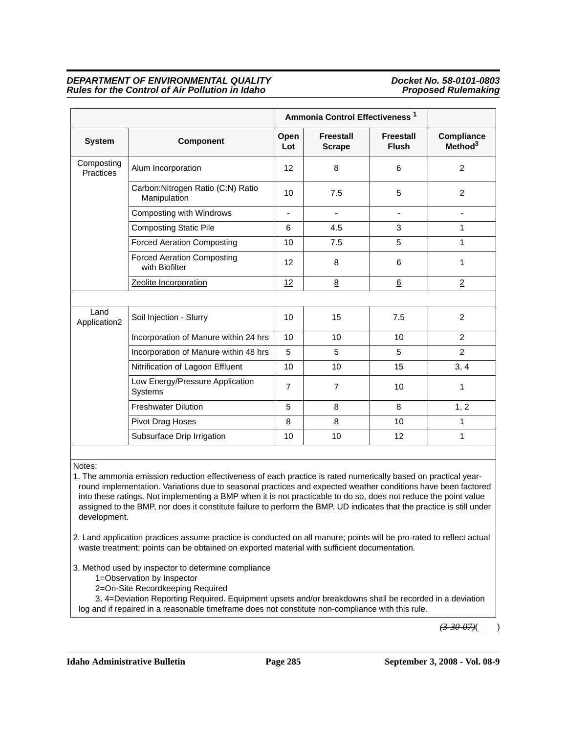| | | Ammonia Control Effectiveness [1] | | | |
|---|---|---|---|---|---|
| **System** | **Component** | **Open Lot** | **Freestall Scrape** | **Freestall Flush** | **Compliance Method[3]** |
| Composting Practices | Alum Incorporation | 12 | 8 | 6 | 2 |
| | Carbon:Nitrogen Ratio (C:N) Ratio Manipulation | 10 | 7.5 | 5 | 2 |
| | Composting with Windrows | - | - | - | - |
| | Composting Static Pile | 6 | 4.5 | 3 | 1 |
| | Forced Aeration Composting | 10 | 7.5 | 5 | 1 |
| | Forced Aeration Composting with Biofilter | 12 | 8 | 6 | 1 |
| | <u>Zeolite Incorporation</u> | <u>12</u> | <u>8</u> | <u>6</u> | <u>2</u> |
| | | | | | |
| Land Application2 | Soil Injection - Slurry | 10 | 15 | 7.5 | 2 |
| | Incorporation of Manure within 24 hrs | 10 | 10 | 10 | 2 |
| | Incorporation of Manure within 48 hrs | 5 | 5 | 5 | 2 |
| | Nitrification of Lagoon Effluent | 10 | 10 | 15 | 3, 4 |
| | Low Energy/Pressure Application Systems | 7 | 7 | 10 | 1 |
| | Freshwater Dilution | 5 | 8 | 8 | 1, 2 |
| | Pivot Drag Hoses | 8 | 8 | 10 | 1 |
| | Subsurface Drip Irrigation | 10 | 10 | 12 | 1 |

Notes:

1. The ammonia emission reduction effectiveness of each practice is rated numerically based on practical year-round implementation. Variations due to seasonal practices and expected weather conditions have been factored into these ratings. Not implementing a BMP when it is not practicable to do so, does not reduce the point value assigned to the BMP, nor does it constitute failure to perform the BMP. UD indicates that the practice is still under development.

2. Land application practices assume practice is conducted on all manure; points will be pro-rated to reflect actual waste treatment; points can be obtained on exported material with sufficient documentation.

3. Method used by inspector to determine compliance
   1=Observation by Inspector
   2=On-Site Recordkeeping Required
   3, 4=Deviation Reporting Required. Equipment upsets and/or breakdowns shall be recorded in a deviation log and if repaired in a reasonable timeframe does not constitute non-compliance with this rule.

~~(3-30-07)~~(    )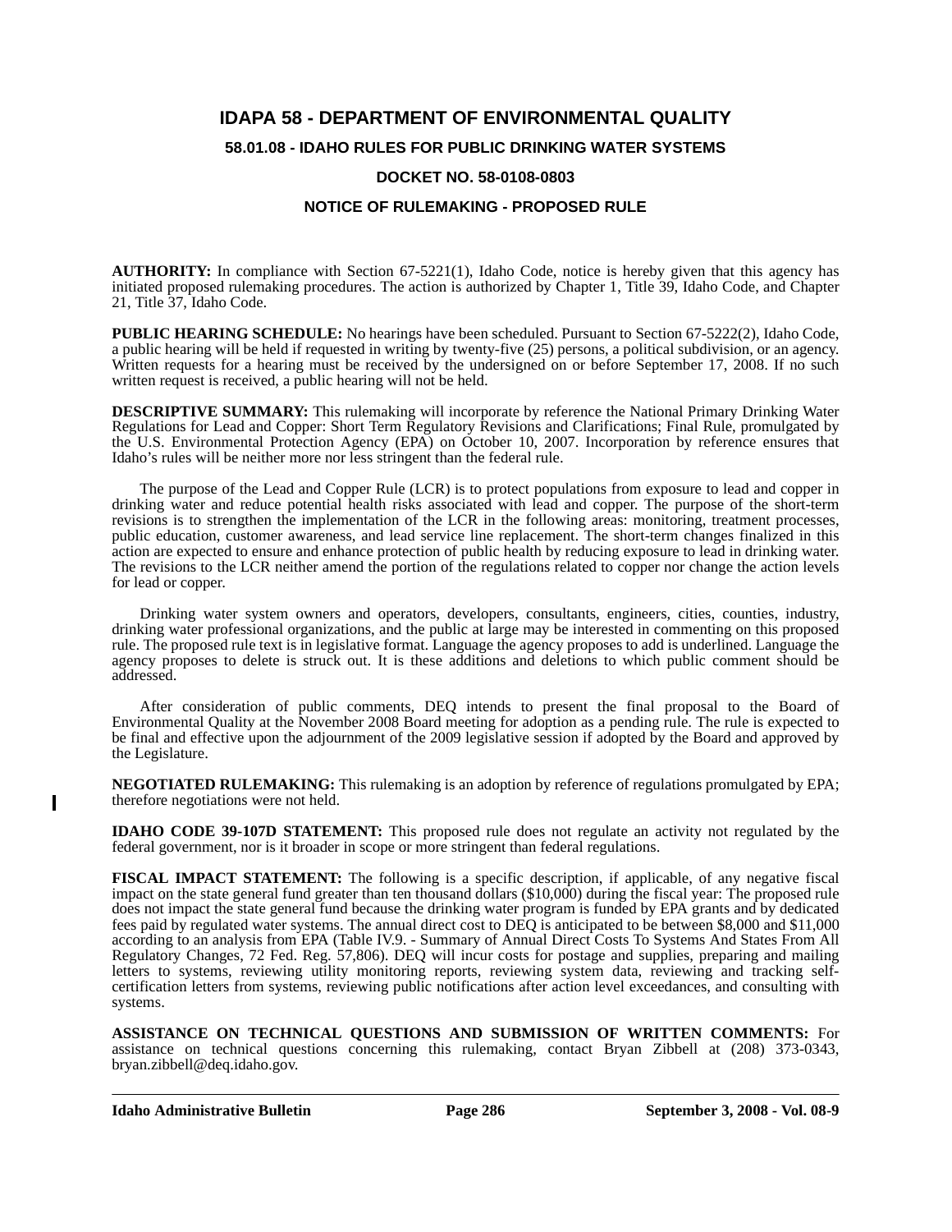# IDAPA 58 - DEPARTMENT OF ENVIRONMENTAL QUALITY

## 58.01.08 - IDAHO RULES FOR PUBLIC DRINKING WATER SYSTEMS

## DOCKET NO. 58-0108-0803

## NOTICE OF RULEMAKING - PROPOSED RULE

**AUTHORITY:** In compliance with Section 67-5221(1), Idaho Code, notice is hereby given that this agency has initiated proposed rulemaking procedures. The action is authorized by Chapter 1, Title 39, Idaho Code, and Chapter 21, Title 37, Idaho Code.

**PUBLIC HEARING SCHEDULE:** No hearings have been scheduled. Pursuant to Section 67-5222(2), Idaho Code, a public hearing will be held if requested in writing by twenty-five (25) persons, a political subdivision, or an agency. Written requests for a hearing must be received by the undersigned on or before September 17, 2008. If no such written request is received, a public hearing will not be held.

**DESCRIPTIVE SUMMARY:** This rulemaking will incorporate by reference the National Primary Drinking Water Regulations for Lead and Copper: Short Term Regulatory Revisions and Clarifications; Final Rule, promulgated by the U.S. Environmental Protection Agency (EPA) on October 10, 2007. Incorporation by reference ensures that Idaho's rules will be neither more nor less stringent than the federal rule.

The purpose of the Lead and Copper Rule (LCR) is to protect populations from exposure to lead and copper in drinking water and reduce potential health risks associated with lead and copper. The purpose of the short-term revisions is to strengthen the implementation of the LCR in the following areas: monitoring, treatment processes, public education, customer awareness, and lead service line replacement. The short-term changes finalized in this action are expected to ensure and enhance protection of public health by reducing exposure to lead in drinking water. The revisions to the LCR neither amend the portion of the regulations related to copper nor change the action levels for lead or copper.

Drinking water system owners and operators, developers, consultants, engineers, cities, counties, industry, drinking water professional organizations, and the public at large may be interested in commenting on this proposed rule. The proposed rule text is in legislative format. Language the agency proposes to add is underlined. Language the agency proposes to delete is struck out. It is these additions and deletions to which public comment should be addressed.

After consideration of public comments, DEQ intends to present the final proposal to the Board of Environmental Quality at the November 2008 Board meeting for adoption as a pending rule. The rule is expected to be final and effective upon the adjournment of the 2009 legislative session if adopted by the Board and approved by the Legislature.

**NEGOTIATED RULEMAKING:** This rulemaking is an adoption by reference of regulations promulgated by EPA; therefore negotiations were not held.

**IDAHO CODE 39-107D STATEMENT:** This proposed rule does not regulate an activity not regulated by the federal government, nor is it broader in scope or more stringent than federal regulations.

**FISCAL IMPACT STATEMENT:** The following is a specific description, if applicable, of any negative fiscal impact on the state general fund greater than ten thousand dollars ($10,000) during the fiscal year: The proposed rule does not impact the state general fund because the drinking water program is funded by EPA grants and by dedicated fees paid by regulated water systems. The annual direct cost to DEQ is anticipated to be between $8,000 and $11,000 according to an analysis from EPA (Table IV.9. - Summary of Annual Direct Costs To Systems And States From All Regulatory Changes, 72 Fed. Reg. 57,806). DEQ will incur costs for postage and supplies, preparing and mailing letters to systems, reviewing utility monitoring reports, reviewing system data, reviewing and tracking self-certification letters from systems, reviewing public notifications after action level exceedances, and consulting with systems.

**ASSISTANCE ON TECHNICAL QUESTIONS AND SUBMISSION OF WRITTEN COMMENTS:** For assistance on technical questions concerning this rulemaking, contact Bryan Zibbell at (208) 373-0343, bryan.zibbell@deq.idaho.gov.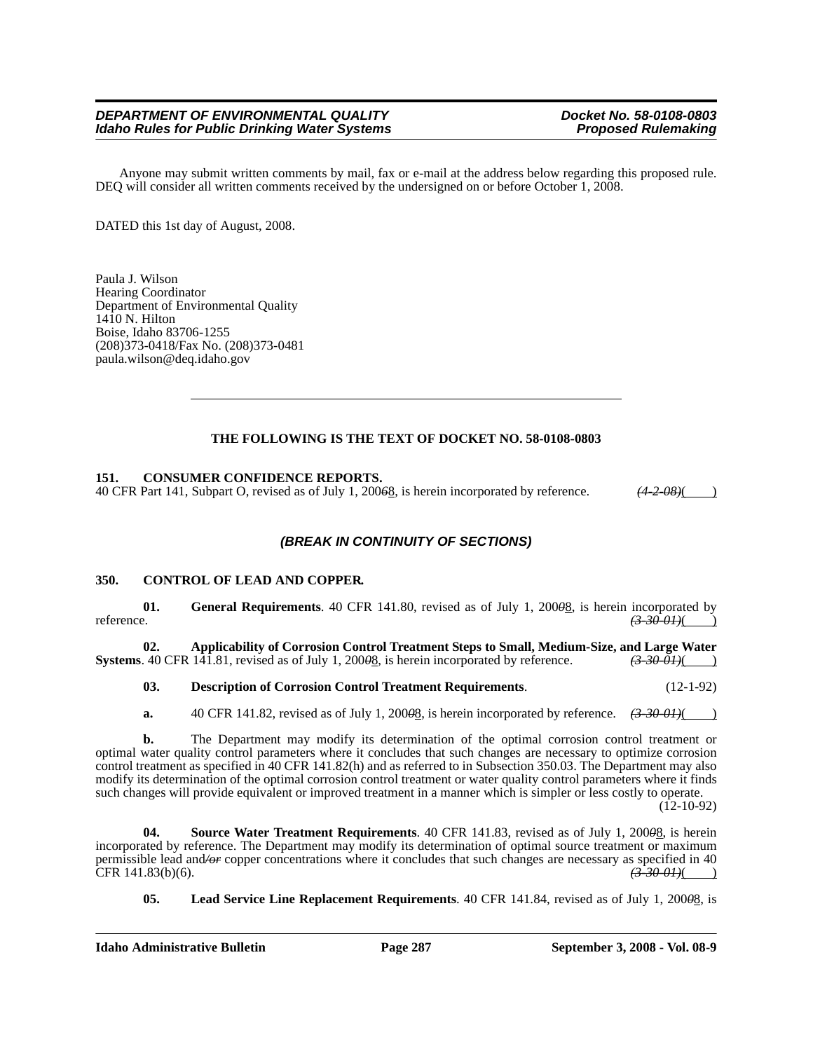Anyone may submit written comments by mail, fax or e-mail at the address below regarding this proposed rule. DEQ will consider all written comments received by the undersigned on or before October 1, 2008.

DATED this 1st day of August, 2008.

Paula J. Wilson
Hearing Coordinator
Department of Environmental Quality
1410 N. Hilton
Boise, Idaho 83706-1255
(208)373-0418/Fax No. (208)373-0481
paula.wilson@deq.idaho.gov

---

**THE FOLLOWING IS THE TEXT OF DOCKET NO. 58-0108-0803**

**151. CONSUMER CONFIDENCE REPORTS.**

40 CFR Part 141, Subpart O, revised as of July 1, 200~~*6*~~8, is herein incorporated by reference. ~~*(4-2-08)*~~( )

***(BREAK IN CONTINUITY OF SECTIONS)***

**350. CONTROL OF LEAD AND COPPER.**

**01. General Requirements**. 40 CFR 141.80, revised as of July 1, 200~~*0*~~8, is herein incorporated by reference. ~~*(3-30-01)*~~( )

**02. Applicability of Corrosion Control Treatment Steps to Small, Medium-Size, and Large Water Systems**. 40 CFR 141.81, revised as of July 1, 200~~*0*~~8, is herein incorporated by reference. ~~*(3-30-01)*~~( )

**03. Description of Corrosion Control Treatment Requirements**. (12-1-92)

**a.** 40 CFR 141.82, revised as of July 1, 200~~*0*~~8, is herein incorporated by reference. ~~*(3-30-01)*~~( )

**b.** The Department may modify its determination of the optimal corrosion control treatment or optimal water quality control parameters where it concludes that such changes are necessary to optimize corrosion control treatment as specified in 40 CFR 141.82(h) and as referred to in Subsection 350.03. The Department may also modify its determination of the optimal corrosion control treatment or water quality control parameters where it finds such changes will provide equivalent or improved treatment in a manner which is simpler or less costly to operate. (12-10-92)

**04. Source Water Treatment Requirements**. 40 CFR 141.83, revised as of July 1, 200~~*0*~~8, is herein incorporated by reference. The Department may modify its determination of optimal source treatment or maximum permissible lead and~~*/or*~~ copper concentrations where it concludes that such changes are necessary as specified in 40 CFR 141.83(b)(6). ~~*(3-30-01)*~~( )

**05. Lead Service Line Replacement Requirements**. 40 CFR 141.84, revised as of July 1, 200~~*0*~~8, is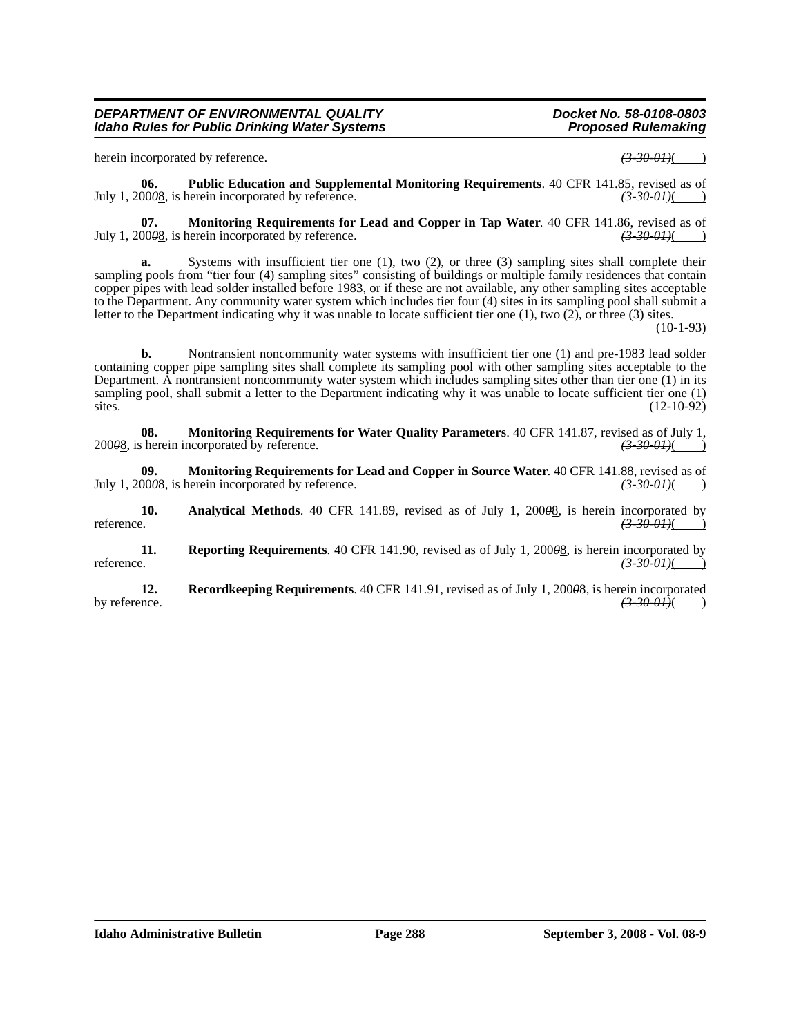herein incorporated by reference. ~~(3-30-01)~~(    )

**06. Public Education and Supplemental Monitoring Requirements**. 40 CFR 141.85, revised as of July 1, 200~~0~~8, is herein incorporated by reference. ~~(3-30-01)~~(    )

**07. Monitoring Requirements for Lead and Copper in Tap Water**. 40 CFR 141.86, revised as of July 1, 200~~0~~8, is herein incorporated by reference. ~~(3-30-01)~~(    )

**a.** Systems with insufficient tier one (1), two (2), or three (3) sampling sites shall complete their sampling pools from "tier four (4) sampling sites" consisting of buildings or multiple family residences that contain copper pipes with lead solder installed before 1983, or if these are not available, any other sampling sites acceptable to the Department. Any community water system which includes tier four (4) sites in its sampling pool shall submit a letter to the Department indicating why it was unable to locate sufficient tier one (1), two (2), or three (3) sites. (10-1-93)

**b.** Nontransient noncommunity water systems with insufficient tier one (1) and pre-1983 lead solder containing copper pipe sampling sites shall complete its sampling pool with other sampling sites acceptable to the Department. A nontransient noncommunity water system which includes sampling sites other than tier one (1) in its sampling pool, shall submit a letter to the Department indicating why it was unable to locate sufficient tier one (1) sites. (12-10-92)

**08. Monitoring Requirements for Water Quality Parameters**. 40 CFR 141.87, revised as of July 1, 200~~0~~8, is herein incorporated by reference. ~~(3-30-01)~~(    )

**09. Monitoring Requirements for Lead and Copper in Source Water**. 40 CFR 141.88, revised as of July 1, 200~~0~~8, is herein incorporated by reference. ~~(3-30-01)~~(    )

**10. Analytical Methods**. 40 CFR 141.89, revised as of July 1, 200~~0~~8, is herein incorporated by reference. ~~(3-30-01)~~(    )

**11. Reporting Requirements**. 40 CFR 141.90, revised as of July 1, 200~~0~~8, is herein incorporated by reference. ~~(3-30-01)~~(    )

**12. Recordkeeping Requirements**. 40 CFR 141.91, revised as of July 1, 200~~0~~8, is herein incorporated by reference. ~~(3-30-01)~~(    )